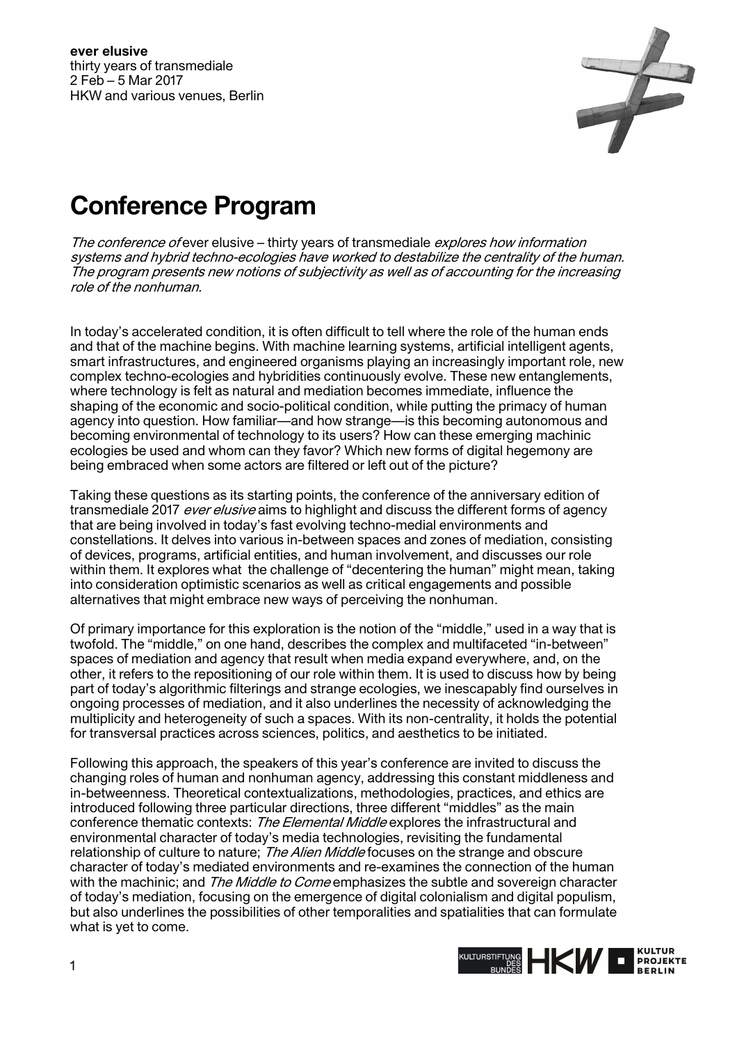**ever elusive**
thirty years of transmediale
2 Feb – 5 Mar 2017
HKW and various venues, Berlin

# Conference Program

*The conference of* ever elusive – thirty years of transmediale *explores how information systems and hybrid techno-ecologies have worked to destabilize the centrality of the human. The program presents new notions of subjectivity as well as of accounting for the increasing role of the nonhuman.*

In today's accelerated condition, it is often difficult to tell where the role of the human ends and that of the machine begins. With machine learning systems, artificial intelligent agents, smart infrastructures, and engineered organisms playing an increasingly important role, new complex techno-ecologies and hybridities continuously evolve. These new entanglements, where technology is felt as natural and mediation becomes immediate, influence the shaping of the economic and socio-political condition, while putting the primacy of human agency into question. How familiar—and how strange—is this becoming autonomous and becoming environmental of technology to its users? How can these emerging machinic ecologies be used and whom can they favor? Which new forms of digital hegemony are being embraced when some actors are filtered or left out of the picture?

Taking these questions as its starting points, the conference of the anniversary edition of transmediale 2017 *ever elusive* aims to highlight and discuss the different forms of agency that are being involved in today's fast evolving techno-medial environments and constellations. It delves into various in-between spaces and zones of mediation, consisting of devices, programs, artificial entities, and human involvement, and discusses our role within them. It explores what the challenge of "decentering the human" might mean, taking into consideration optimistic scenarios as well as critical engagements and possible alternatives that might embrace new ways of perceiving the nonhuman.

Of primary importance for this exploration is the notion of the "middle," used in a way that is twofold. The "middle," on one hand, describes the complex and multifaceted "in-between" spaces of mediation and agency that result when media expand everywhere, and, on the other, it refers to the repositioning of our role within them. It is used to discuss how by being part of today's algorithmic filterings and strange ecologies, we inescapably find ourselves in ongoing processes of mediation, and it also underlines the necessity of acknowledging the multiplicity and heterogeneity of such a spaces. With its non-centrality, it holds the potential for transversal practices across sciences, politics, and aesthetics to be initiated.

Following this approach, the speakers of this year's conference are invited to discuss the changing roles of human and nonhuman agency, addressing this constant middleness and in-betweenness. Theoretical contextualizations, methodologies, practices, and ethics are introduced following three particular directions, three different "middles" as the main conference thematic contexts: *The Elemental Middle* explores the infrastructural and environmental character of today's media technologies, revisiting the fundamental relationship of culture to nature; *The Alien Middle* focuses on the strange and obscure character of today's mediated environments and re-examines the connection of the human with the machinic; and *The Middle to Come* emphasizes the subtle and sovereign character of today's mediation, focusing on the emergence of digital colonialism and digital populism, but also underlines the possibilities of other temporalities and spatialities that can formulate what is yet to come.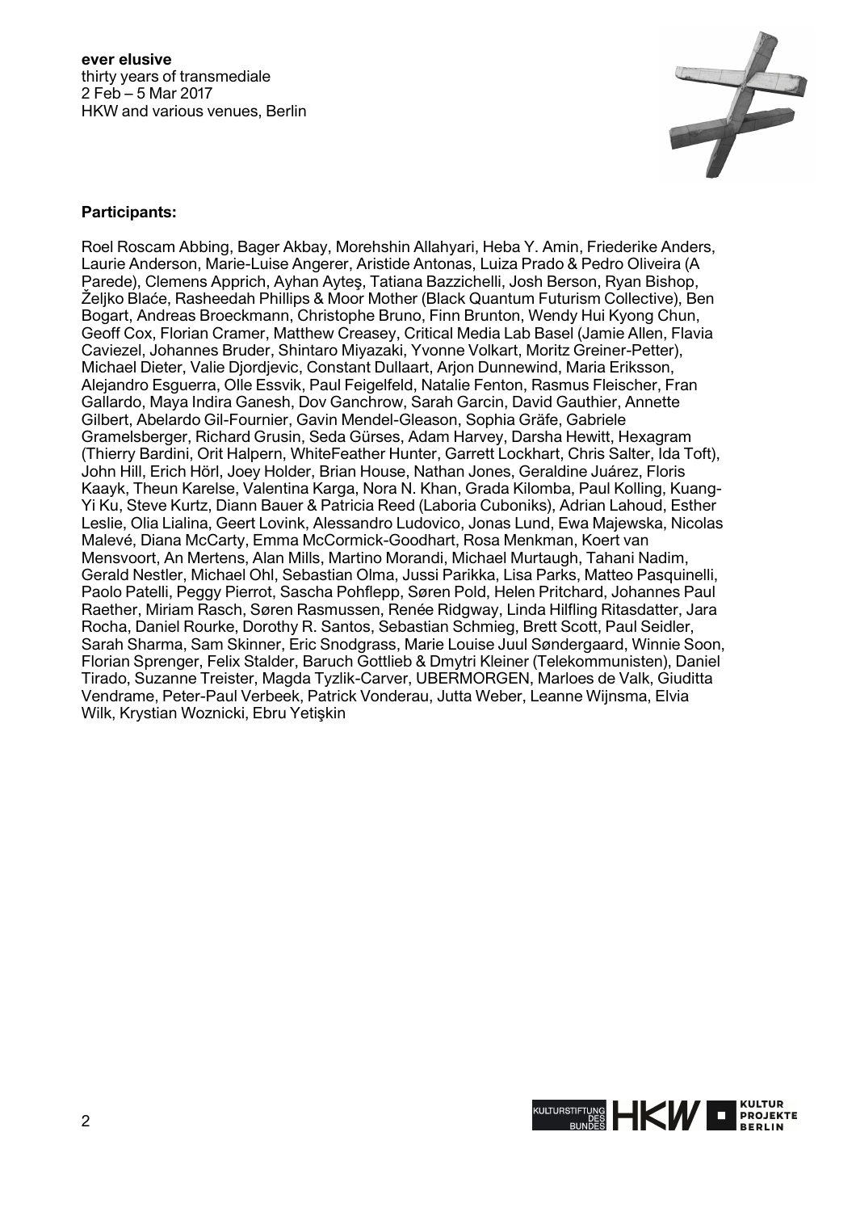**ever elusive**
thirty years of transmediale
2 Feb – 5 Mar 2017
HKW and various venues, Berlin

**Participants:**

Roel Roscam Abbing, Bager Akbay, Morehshin Allahyari, Heba Y. Amin, Friederike Anders, Laurie Anderson, Marie-Luise Angerer, Aristide Antonas, Luiza Prado & Pedro Oliveira (A Parede), Clemens Apprich, Ayhan Ayteş, Tatiana Bazzichelli, Josh Berson, Ryan Bishop, Željko Blaće, Rasheedah Phillips & Moor Mother (Black Quantum Futurism Collective), Ben Bogart, Andreas Broeckmann, Christophe Bruno, Finn Brunton, Wendy Hui Kyong Chun, Geoff Cox, Florian Cramer, Matthew Creasey, Critical Media Lab Basel (Jamie Allen, Flavia Caviezel, Johannes Bruder, Shintaro Miyazaki, Yvonne Volkart, Moritz Greiner-Petter), Michael Dieter, Valie Djordjevic, Constant Dullaart, Arjon Dunnewind, Maria Eriksson, Alejandro Esguerra, Olle Essvik, Paul Feigelfeld, Natalie Fenton, Rasmus Fleischer, Fran Gallardo, Maya Indira Ganesh, Dov Ganchrow, Sarah Garcin, David Gauthier, Annette Gilbert, Abelardo Gil-Fournier, Gavin Mendel-Gleason, Sophia Gräfe, Gabriele Gramelsberger, Richard Grusin, Seda Gürses, Adam Harvey, Darsha Hewitt, Hexagram (Thierry Bardini, Orit Halpern, WhiteFeather Hunter, Garrett Lockhart, Chris Salter, Ida Toft), John Hill, Erich Hörl, Joey Holder, Brian House, Nathan Jones, Geraldine Juárez, Floris Kaayk, Theun Karelse, Valentina Karga, Nora N. Khan, Grada Kilomba, Paul Kolling, Kuang-Yi Ku, Steve Kurtz, Diann Bauer & Patricia Reed (Laboria Cuboniks), Adrian Lahoud, Esther Leslie, Olia Lialina, Geert Lovink, Alessandro Ludovico, Jonas Lund, Ewa Majewska, Nicolas Malevé, Diana McCarty, Emma McCormick-Goodhart, Rosa Menkman, Koert van Mensvoort, An Mertens, Alan Mills, Martino Morandi, Michael Murtaugh, Tahani Nadim, Gerald Nestler, Michael Ohl, Sebastian Olma, Jussi Parikka, Lisa Parks, Matteo Pasquinelli, Paolo Patelli, Peggy Pierrot, Sascha Pohflepp, Søren Pold, Helen Pritchard, Johannes Paul Raether, Miriam Rasch, Søren Rasmussen, Renée Ridgway, Linda Hilfling Ritasdatter, Jara Rocha, Daniel Rourke, Dorothy R. Santos, Sebastian Schmieg, Brett Scott, Paul Seidler, Sarah Sharma, Sam Skinner, Eric Snodgrass, Marie Louise Juul Søndergaard, Winnie Soon, Florian Sprenger, Felix Stalder, Baruch Gottlieb & Dmytri Kleiner (Telekommunisten), Daniel Tirado, Suzanne Treister, Magda Tyzlik-Carver, UBERMORGEN, Marloes de Valk, Giuditta Vendrame, Peter-Paul Verbeek, Patrick Vonderau, Jutta Weber, Leanne Wijnsma, Elvia Wilk, Krystian Woznicki, Ebru Yetişkin